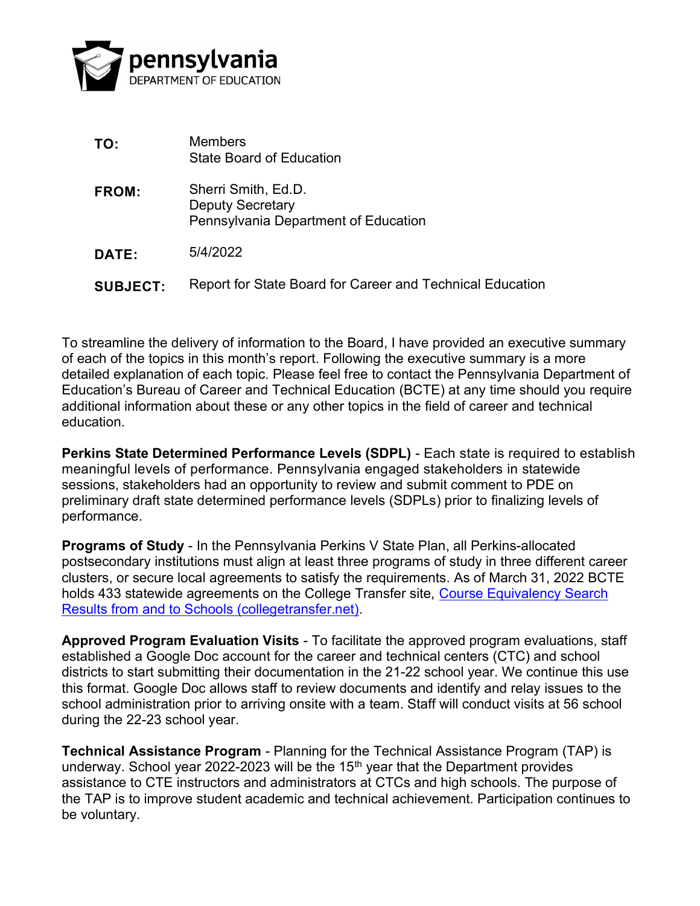pennsylvania
DEPARTMENT OF EDUCATION

**TO:** Members
State Board of Education

**FROM:** Sherri Smith, Ed.D.
Deputy Secretary
Pennsylvania Department of Education

**DATE:** 5/4/2022

**SUBJECT:** Report for State Board for Career and Technical Education

To streamline the delivery of information to the Board, I have provided an executive summary of each of the topics in this month's report. Following the executive summary is a more detailed explanation of each topic. Please feel free to contact the Pennsylvania Department of Education's Bureau of Career and Technical Education (BCTE) at any time should you require additional information about these or any other topics in the field of career and technical education.

**Perkins State Determined Performance Levels (SDPL)** - Each state is required to establish meaningful levels of performance. Pennsylvania engaged stakeholders in statewide sessions, stakeholders had an opportunity to review and submit comment to PDE on preliminary draft state determined performance levels (SDPLs) prior to finalizing levels of performance.

**Programs of Study** - In the Pennsylvania Perkins V State Plan, all Perkins-allocated postsecondary institutions must align at least three programs of study in three different career clusters, or secure local agreements to satisfy the requirements. As of March 31, 2022 BCTE holds 433 statewide agreements on the College Transfer site, [Course Equivalency Search Results from and to Schools (collegetransfer.net)](collegetransfer.net).

**Approved Program Evaluation Visits** - To facilitate the approved program evaluations, staff established a Google Doc account for the career and technical centers (CTC) and school districts to start submitting their documentation in the 21-22 school year. We continue this use this format. Google Doc allows staff to review documents and identify and relay issues to the school administration prior to arriving onsite with a team. Staff will conduct visits at 56 school during the 22-23 school year.

**Technical Assistance Program** - Planning for the Technical Assistance Program (TAP) is underway. School year 2022-2023 will be the 15th year that the Department provides assistance to CTE instructors and administrators at CTCs and high schools. The purpose of the TAP is to improve student academic and technical achievement. Participation continues to be voluntary.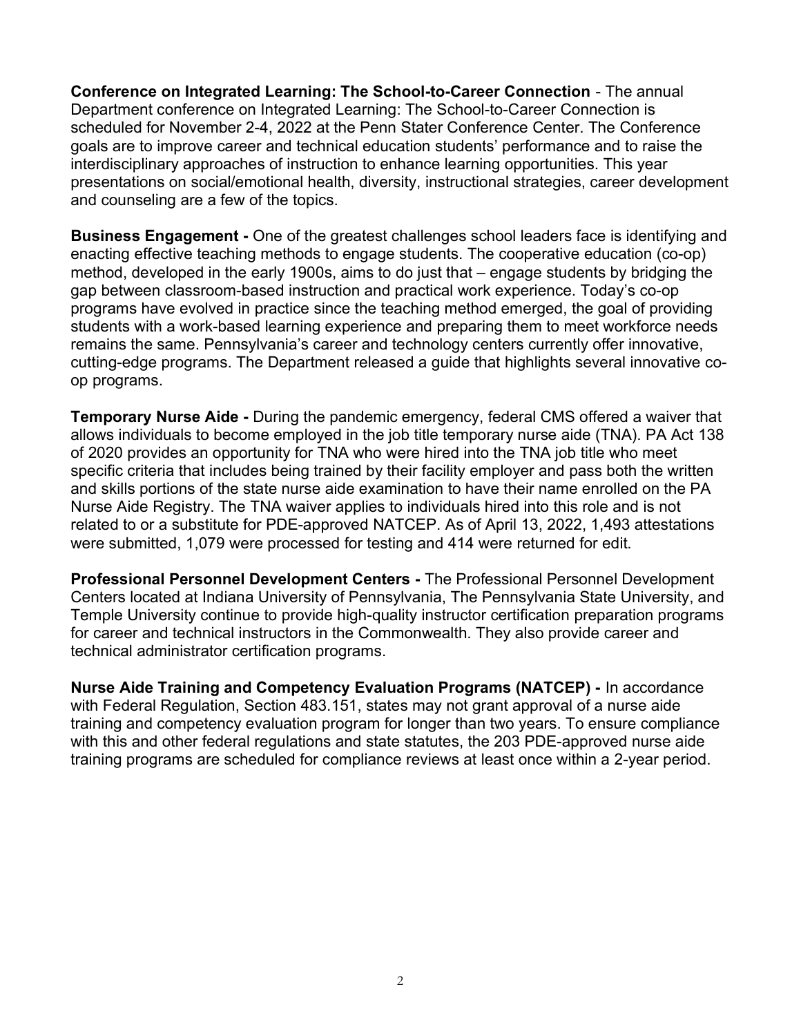**Conference on Integrated Learning: The School-to-Career Connection** - The annual Department conference on Integrated Learning: The School-to-Career Connection is scheduled for November 2-4, 2022 at the Penn Stater Conference Center. The Conference goals are to improve career and technical education students' performance and to raise the interdisciplinary approaches of instruction to enhance learning opportunities. This year presentations on social/emotional health, diversity, instructional strategies, career development and counseling are a few of the topics.

**Business Engagement -** One of the greatest challenges school leaders face is identifying and enacting effective teaching methods to engage students. The cooperative education (co-op) method, developed in the early 1900s, aims to do just that – engage students by bridging the gap between classroom-based instruction and practical work experience. Today's co-op programs have evolved in practice since the teaching method emerged, the goal of providing students with a work-based learning experience and preparing them to meet workforce needs remains the same. Pennsylvania's career and technology centers currently offer innovative, cutting-edge programs. The Department released a guide that highlights several innovative co-op programs.

**Temporary Nurse Aide -** During the pandemic emergency, federal CMS offered a waiver that allows individuals to become employed in the job title temporary nurse aide (TNA). PA Act 138 of 2020 provides an opportunity for TNA who were hired into the TNA job title who meet specific criteria that includes being trained by their facility employer and pass both the written and skills portions of the state nurse aide examination to have their name enrolled on the PA Nurse Aide Registry. The TNA waiver applies to individuals hired into this role and is not related to or a substitute for PDE-approved NATCEP. As of April 13, 2022, 1,493 attestations were submitted, 1,079 were processed for testing and 414 were returned for edit.

**Professional Personnel Development Centers -** The Professional Personnel Development Centers located at Indiana University of Pennsylvania, The Pennsylvania State University, and Temple University continue to provide high-quality instructor certification preparation programs for career and technical instructors in the Commonwealth. They also provide career and technical administrator certification programs.

**Nurse Aide Training and Competency Evaluation Programs (NATCEP) -** In accordance with Federal Regulation, Section 483.151, states may not grant approval of a nurse aide training and competency evaluation program for longer than two years. To ensure compliance with this and other federal regulations and state statutes, the 203 PDE-approved nurse aide training programs are scheduled for compliance reviews at least once within a 2-year period.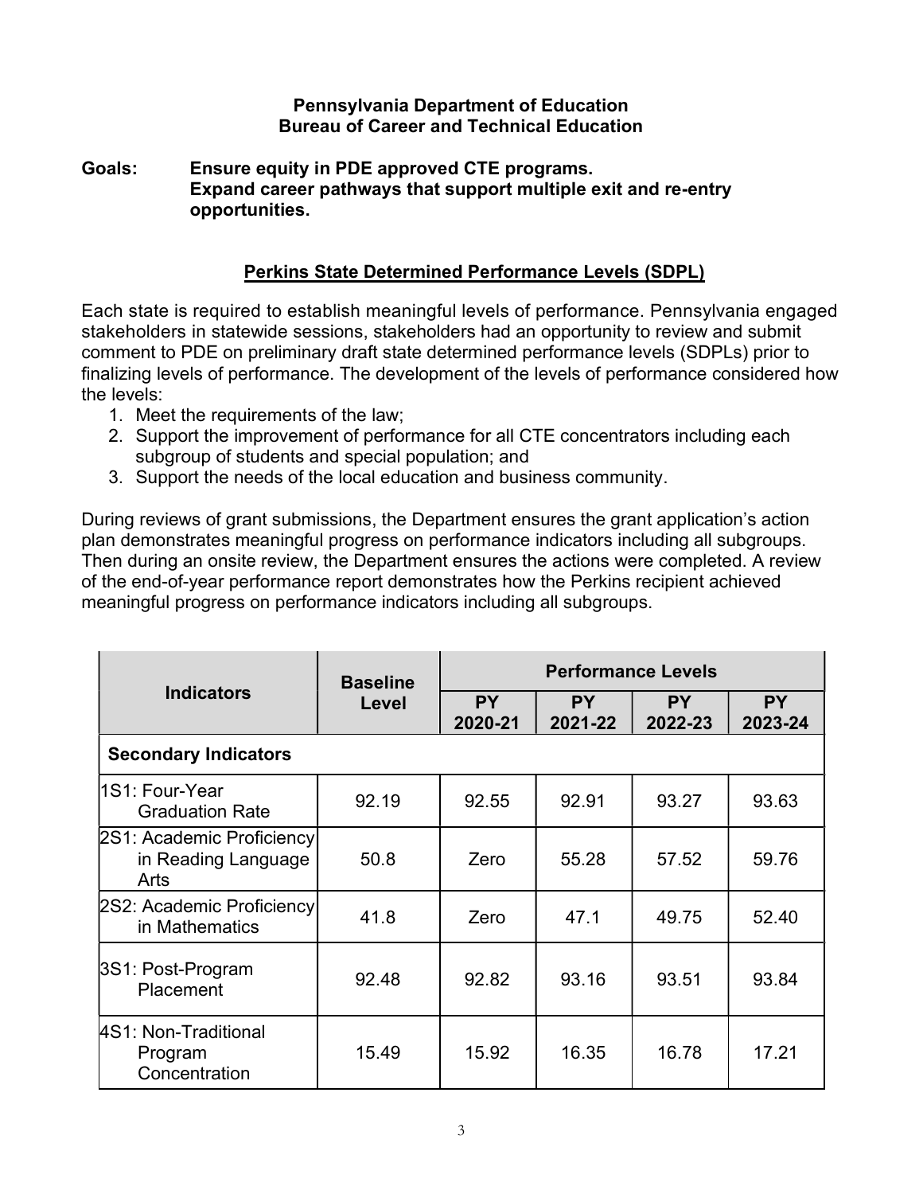**Pennsylvania Department of Education**
**Bureau of Career and Technical Education**

**Goals:** **Ensure equity in PDE approved CTE programs.**
**Expand career pathways that support multiple exit and re-entry opportunities.**

## Perkins State Determined Performance Levels (SDPL)

Each state is required to establish meaningful levels of performance. Pennsylvania engaged stakeholders in statewide sessions, stakeholders had an opportunity to review and submit comment to PDE on preliminary draft state determined performance levels (SDPLs) prior to finalizing levels of performance. The development of the levels of performance considered how the levels:

1. Meet the requirements of the law;
2. Support the improvement of performance for all CTE concentrators including each subgroup of students and special population; and
3. Support the needs of the local education and business community.

During reviews of grant submissions, the Department ensures the grant application's action plan demonstrates meaningful progress on performance indicators including all subgroups. Then during an onsite review, the Department ensures the actions were completed. A review of the end-of-year performance report demonstrates how the Perkins recipient achieved meaningful progress on performance indicators including all subgroups.

| Indicators | Baseline Level | Performance Levels | | | |
|---|---|---|---|---|---|
| | | PY 2020-21 | PY 2021-22 | PY 2022-23 | PY 2023-24 |
| **Secondary Indicators** | | | | | |
| 1S1: Four-Year Graduation Rate | 92.19 | 92.55 | 92.91 | 93.27 | 93.63 |
| 2S1: Academic Proficiency in Reading Language Arts | 50.8 | Zero | 55.28 | 57.52 | 59.76 |
| 2S2: Academic Proficiency in Mathematics | 41.8 | Zero | 47.1 | 49.75 | 52.40 |
| 3S1: Post-Program Placement | 92.48 | 92.82 | 93.16 | 93.51 | 93.84 |
| 4S1: Non-Traditional Program Concentration | 15.49 | 15.92 | 16.35 | 16.78 | 17.21 |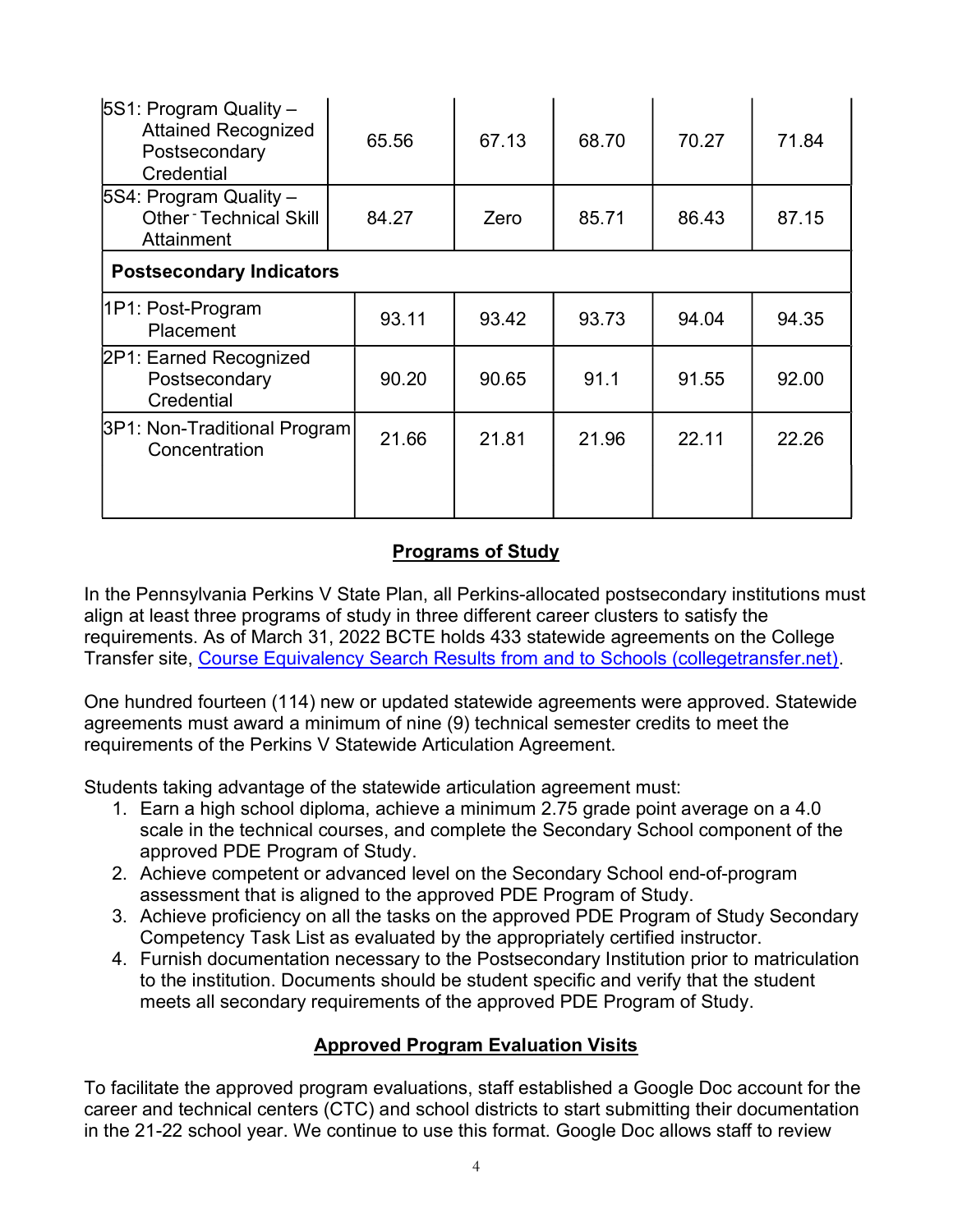| | | | | | |
|---|---|---|---|---|---|
| 5S1: Program Quality – Attained Recognized Postsecondary Credential | 65.56 | 67.13 | 68.70 | 70.27 | 71.84 |
| 5S4: Program Quality – Other - Technical Skill Attainment | 84.27 | Zero | 85.71 | 86.43 | 87.15 |
| **Postsecondary Indicators** | | | | | |
| 1P1: Post-Program Placement | 93.11 | 93.42 | 93.73 | 94.04 | 94.35 |
| 2P1: Earned Recognized Postsecondary Credential | 90.20 | 90.65 | 91.1 | 91.55 | 92.00 |
| 3P1: Non-Traditional Program Concentration | 21.66 | 21.81 | 21.96 | 22.11 | 22.26 |

## Programs of Study

In the Pennsylvania Perkins V State Plan, all Perkins-allocated postsecondary institutions must align at least three programs of study in three different career clusters to satisfy the requirements. As of March 31, 2022 BCTE holds 433 statewide agreements on the College Transfer site, Course Equivalency Search Results from and to Schools (collegetransfer.net).

One hundred fourteen (114) new or updated statewide agreements were approved. Statewide agreements must award a minimum of nine (9) technical semester credits to meet the requirements of the Perkins V Statewide Articulation Agreement.

Students taking advantage of the statewide articulation agreement must:

1. Earn a high school diploma, achieve a minimum 2.75 grade point average on a 4.0 scale in the technical courses, and complete the Secondary School component of the approved PDE Program of Study.
2. Achieve competent or advanced level on the Secondary School end-of-program assessment that is aligned to the approved PDE Program of Study.
3. Achieve proficiency on all the tasks on the approved PDE Program of Study Secondary Competency Task List as evaluated by the appropriately certified instructor.
4. Furnish documentation necessary to the Postsecondary Institution prior to matriculation to the institution. Documents should be student specific and verify that the student meets all secondary requirements of the approved PDE Program of Study.

## Approved Program Evaluation Visits

To facilitate the approved program evaluations, staff established a Google Doc account for the career and technical centers (CTC) and school districts to start submitting their documentation in the 21-22 school year. We continue to use this format. Google Doc allows staff to review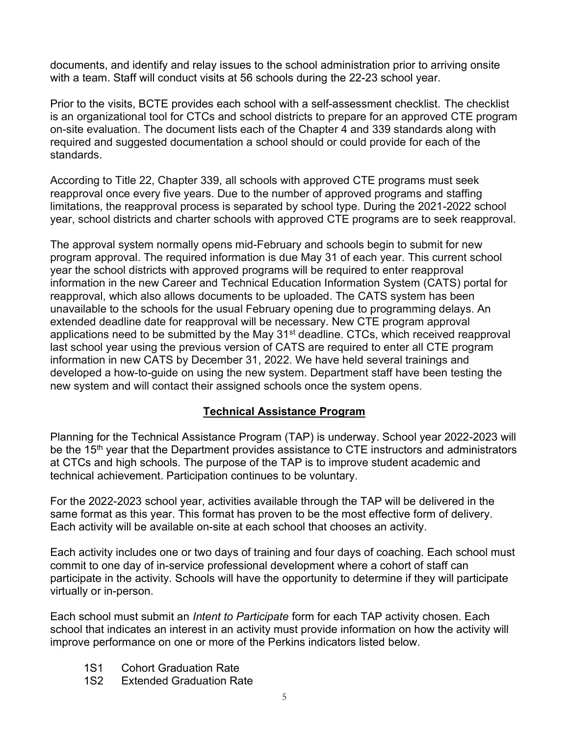documents, and identify and relay issues to the school administration prior to arriving onsite with a team. Staff will conduct visits at 56 schools during the 22-23 school year.

Prior to the visits, BCTE provides each school with a self-assessment checklist. The checklist is an organizational tool for CTCs and school districts to prepare for an approved CTE program on-site evaluation. The document lists each of the Chapter 4 and 339 standards along with required and suggested documentation a school should or could provide for each of the standards.

According to Title 22, Chapter 339, all schools with approved CTE programs must seek reapproval once every five years. Due to the number of approved programs and staffing limitations, the reapproval process is separated by school type. During the 2021-2022 school year, school districts and charter schools with approved CTE programs are to seek reapproval.

The approval system normally opens mid-February and schools begin to submit for new program approval. The required information is due May 31 of each year. This current school year the school districts with approved programs will be required to enter reapproval information in the new Career and Technical Education Information System (CATS) portal for reapproval, which also allows documents to be uploaded. The CATS system has been unavailable to the schools for the usual February opening due to programming delays. An extended deadline date for reapproval will be necessary. New CTE program approval applications need to be submitted by the May 31st deadline. CTCs, which received reapproval last school year using the previous version of CATS are required to enter all CTE program information in new CATS by December 31, 2022. We have held several trainings and developed a how-to-guide on using the new system. Department staff have been testing the new system and will contact their assigned schools once the system opens.

## Technical Assistance Program

Planning for the Technical Assistance Program (TAP) is underway. School year 2022-2023 will be the 15th year that the Department provides assistance to CTE instructors and administrators at CTCs and high schools. The purpose of the TAP is to improve student academic and technical achievement. Participation continues to be voluntary.

For the 2022-2023 school year, activities available through the TAP will be delivered in the same format as this year. This format has proven to be the most effective form of delivery. Each activity will be available on-site at each school that chooses an activity.

Each activity includes one or two days of training and four days of coaching. Each school must commit to one day of in-service professional development where a cohort of staff can participate in the activity. Schools will have the opportunity to determine if they will participate virtually or in-person.

Each school must submit an *Intent to Participate* form for each TAP activity chosen. Each school that indicates an interest in an activity must provide information on how the activity will improve performance on one or more of the Perkins indicators listed below.

- 1S1 Cohort Graduation Rate
- 1S2 Extended Graduation Rate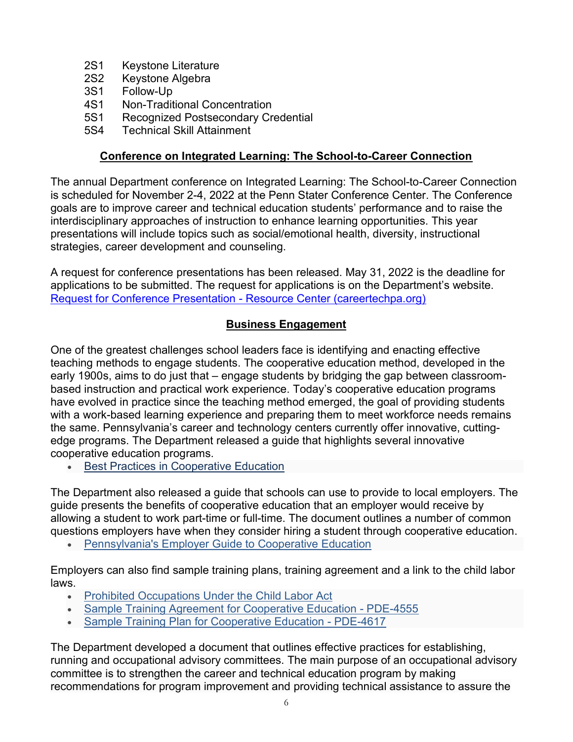- 2S1 Keystone Literature
- 2S2 Keystone Algebra
- 3S1 Follow-Up
- 4S1 Non-Traditional Concentration
- 5S1 Recognized Postsecondary Credential
- 5S4 Technical Skill Attainment

## Conference on Integrated Learning: The School-to-Career Connection

The annual Department conference on Integrated Learning: The School-to-Career Connection is scheduled for November 2-4, 2022 at the Penn Stater Conference Center. The Conference goals are to improve career and technical education students' performance and to raise the interdisciplinary approaches of instruction to enhance learning opportunities. This year presentations will include topics such as social/emotional health, diversity, instructional strategies, career development and counseling.

A request for conference presentations has been released. May 31, 2022 is the deadline for applications to be submitted. The request for applications is on the Department's website. Request for Conference Presentation - Resource Center (careertechpa.org)

## Business Engagement

One of the greatest challenges school leaders face is identifying and enacting effective teaching methods to engage students. The cooperative education method, developed in the early 1900s, aims to do just that – engage students by bridging the gap between classroom-based instruction and practical work experience. Today's cooperative education programs have evolved in practice since the teaching method emerged, the goal of providing students with a work-based learning experience and preparing them to meet workforce needs remains the same. Pennsylvania's career and technology centers currently offer innovative, cutting-edge programs. The Department released a guide that highlights several innovative cooperative education programs.

- Best Practices in Cooperative Education

The Department also released a guide that schools can use to provide to local employers. The guide presents the benefits of cooperative education that an employer would receive by allowing a student to work part-time or full-time. The document outlines a number of common questions employers have when they consider hiring a student through cooperative education.

- Pennsylvania's Employer Guide to Cooperative Education

Employers can also find sample training plans, training agreement and a link to the child labor laws.

- Prohibited Occupations Under the Child Labor Act
- Sample Training Agreement for Cooperative Education - PDE-4555
- Sample Training Plan for Cooperative Education - PDE-4617

The Department developed a document that outlines effective practices for establishing, running and occupational advisory committees. The main purpose of an occupational advisory committee is to strengthen the career and technical education program by making recommendations for program improvement and providing technical assistance to assure the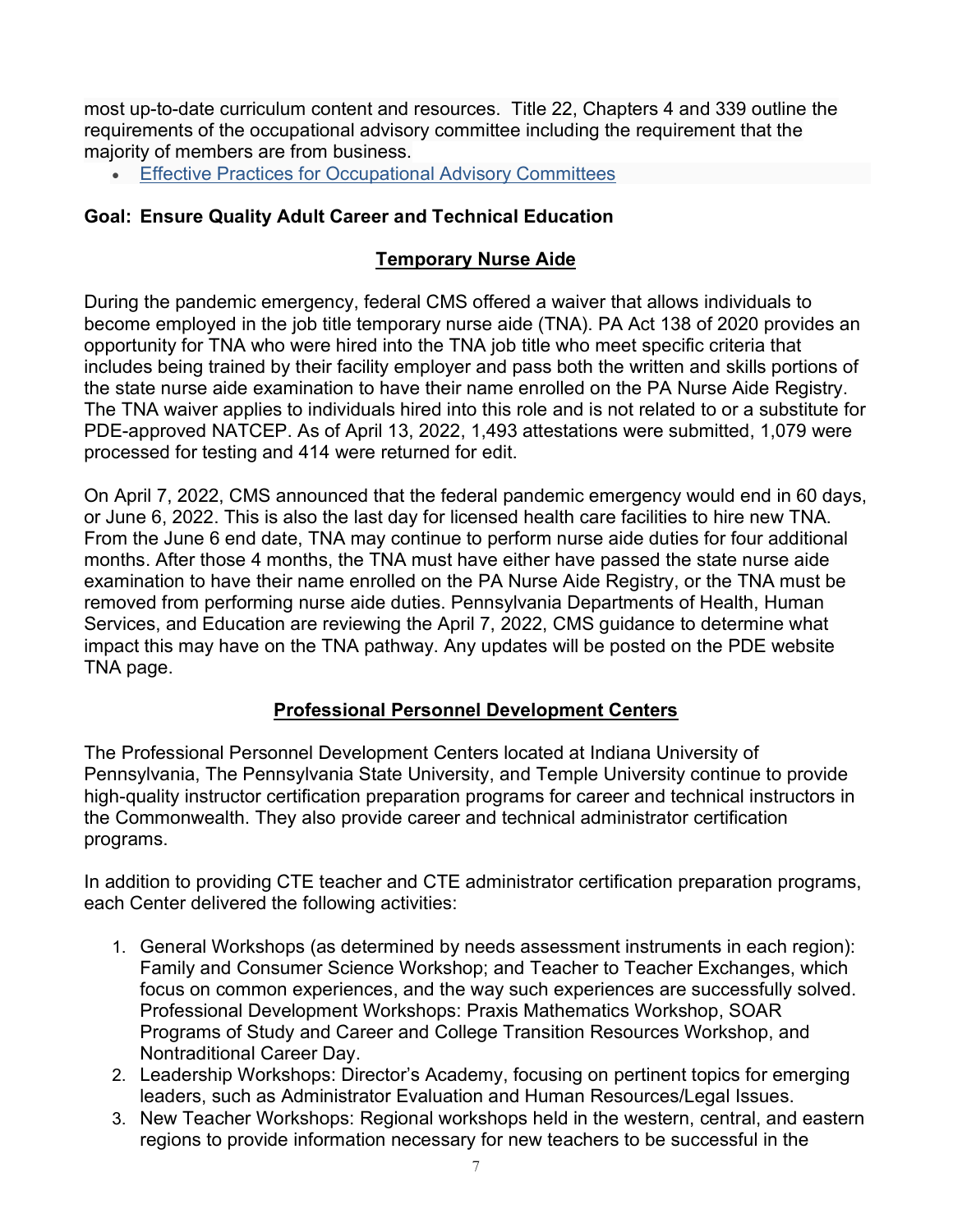most up-to-date curriculum content and resources.  Title 22, Chapters 4 and 339 outline the requirements of the occupational advisory committee including the requirement that the majority of members are from business.

- Effective Practices for Occupational Advisory Committees

**Goal:  Ensure Quality Adult Career and Technical Education**

**Temporary Nurse Aide**

During the pandemic emergency, federal CMS offered a waiver that allows individuals to become employed in the job title temporary nurse aide (TNA). PA Act 138 of 2020 provides an opportunity for TNA who were hired into the TNA job title who meet specific criteria that includes being trained by their facility employer and pass both the written and skills portions of the state nurse aide examination to have their name enrolled on the PA Nurse Aide Registry. The TNA waiver applies to individuals hired into this role and is not related to or a substitute for PDE-approved NATCEP. As of April 13, 2022, 1,493 attestations were submitted, 1,079 were processed for testing and 414 were returned for edit.

On April 7, 2022, CMS announced that the federal pandemic emergency would end in 60 days, or June 6, 2022. This is also the last day for licensed health care facilities to hire new TNA. From the June 6 end date, TNA may continue to perform nurse aide duties for four additional months. After those 4 months, the TNA must have either have passed the state nurse aide examination to have their name enrolled on the PA Nurse Aide Registry, or the TNA must be removed from performing nurse aide duties. Pennsylvania Departments of Health, Human Services, and Education are reviewing the April 7, 2022, CMS guidance to determine what impact this may have on the TNA pathway. Any updates will be posted on the PDE website TNA page.

**Professional Personnel Development Centers**

The Professional Personnel Development Centers located at Indiana University of Pennsylvania, The Pennsylvania State University, and Temple University continue to provide high-quality instructor certification preparation programs for career and technical instructors in the Commonwealth. They also provide career and technical administrator certification programs.

In addition to providing CTE teacher and CTE administrator certification preparation programs, each Center delivered the following activities:

1. General Workshops (as determined by needs assessment instruments in each region): Family and Consumer Science Workshop; and Teacher to Teacher Exchanges, which focus on common experiences, and the way such experiences are successfully solved. Professional Development Workshops: Praxis Mathematics Workshop, SOAR Programs of Study and Career and College Transition Resources Workshop, and Nontraditional Career Day.
2. Leadership Workshops: Director's Academy, focusing on pertinent topics for emerging leaders, such as Administrator Evaluation and Human Resources/Legal Issues.
3. New Teacher Workshops: Regional workshops held in the western, central, and eastern regions to provide information necessary for new teachers to be successful in the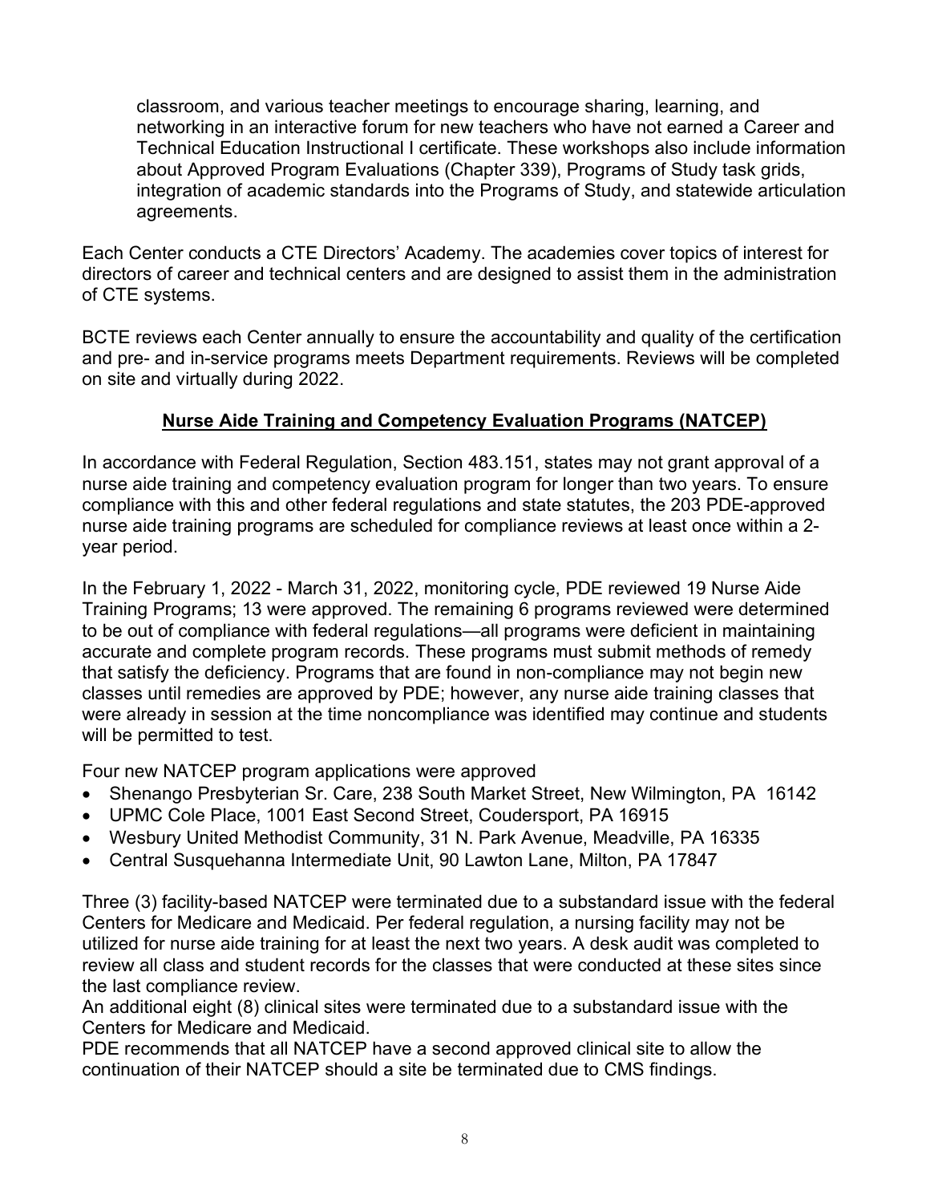classroom, and various teacher meetings to encourage sharing, learning, and networking in an interactive forum for new teachers who have not earned a Career and Technical Education Instructional I certificate. These workshops also include information about Approved Program Evaluations (Chapter 339), Programs of Study task grids, integration of academic standards into the Programs of Study, and statewide articulation agreements.

Each Center conducts a CTE Directors' Academy. The academies cover topics of interest for directors of career and technical centers and are designed to assist them in the administration of CTE systems.

BCTE reviews each Center annually to ensure the accountability and quality of the certification and pre- and in-service programs meets Department requirements. Reviews will be completed on site and virtually during 2022.

## Nurse Aide Training and Competency Evaluation Programs (NATCEP)

In accordance with Federal Regulation, Section 483.151, states may not grant approval of a nurse aide training and competency evaluation program for longer than two years. To ensure compliance with this and other federal regulations and state statutes, the 203 PDE-approved nurse aide training programs are scheduled for compliance reviews at least once within a 2-year period.

In the February 1, 2022 - March 31, 2022, monitoring cycle, PDE reviewed 19 Nurse Aide Training Programs; 13 were approved. The remaining 6 programs reviewed were determined to be out of compliance with federal regulations—all programs were deficient in maintaining accurate and complete program records. These programs must submit methods of remedy that satisfy the deficiency. Programs that are found in non-compliance may not begin new classes until remedies are approved by PDE; however, any nurse aide training classes that were already in session at the time noncompliance was identified may continue and students will be permitted to test.

Four new NATCEP program applications were approved

- Shenango Presbyterian Sr. Care, 238 South Market Street, New Wilmington, PA 16142
- UPMC Cole Place, 1001 East Second Street, Coudersport, PA 16915
- Wesbury United Methodist Community, 31 N. Park Avenue, Meadville, PA 16335
- Central Susquehanna Intermediate Unit, 90 Lawton Lane, Milton, PA 17847

Three (3) facility-based NATCEP were terminated due to a substandard issue with the federal Centers for Medicare and Medicaid. Per federal regulation, a nursing facility may not be utilized for nurse aide training for at least the next two years. A desk audit was completed to review all class and student records for the classes that were conducted at these sites since the last compliance review.

An additional eight (8) clinical sites were terminated due to a substandard issue with the Centers for Medicare and Medicaid.

PDE recommends that all NATCEP have a second approved clinical site to allow the continuation of their NATCEP should a site be terminated due to CMS findings.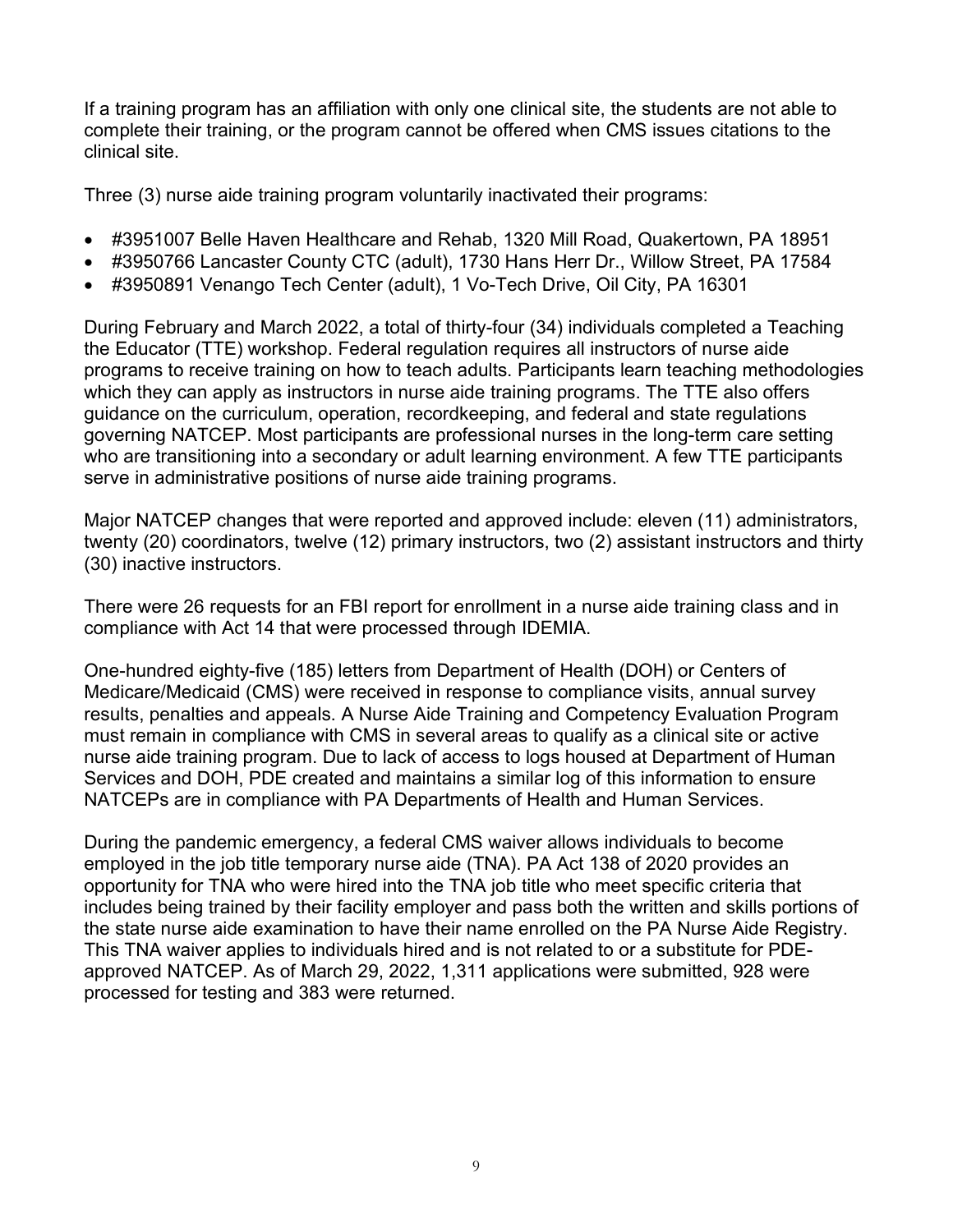If a training program has an affiliation with only one clinical site, the students are not able to complete their training, or the program cannot be offered when CMS issues citations to the clinical site.

Three (3) nurse aide training program voluntarily inactivated their programs:

- #3951007 Belle Haven Healthcare and Rehab, 1320 Mill Road, Quakertown, PA 18951
- #3950766 Lancaster County CTC (adult), 1730 Hans Herr Dr., Willow Street, PA 17584
- #3950891 Venango Tech Center (adult), 1 Vo-Tech Drive, Oil City, PA 16301

During February and March 2022, a total of thirty-four (34) individuals completed a Teaching the Educator (TTE) workshop. Federal regulation requires all instructors of nurse aide programs to receive training on how to teach adults. Participants learn teaching methodologies which they can apply as instructors in nurse aide training programs. The TTE also offers guidance on the curriculum, operation, recordkeeping, and federal and state regulations governing NATCEP. Most participants are professional nurses in the long-term care setting who are transitioning into a secondary or adult learning environment. A few TTE participants serve in administrative positions of nurse aide training programs.

Major NATCEP changes that were reported and approved include: eleven (11) administrators, twenty (20) coordinators, twelve (12) primary instructors, two (2) assistant instructors and thirty (30) inactive instructors.

There were 26 requests for an FBI report for enrollment in a nurse aide training class and in compliance with Act 14 that were processed through IDEMIA.

One-hundred eighty-five (185) letters from Department of Health (DOH) or Centers of Medicare/Medicaid (CMS) were received in response to compliance visits, annual survey results, penalties and appeals. A Nurse Aide Training and Competency Evaluation Program must remain in compliance with CMS in several areas to qualify as a clinical site or active nurse aide training program. Due to lack of access to logs housed at Department of Human Services and DOH, PDE created and maintains a similar log of this information to ensure NATCEPs are in compliance with PA Departments of Health and Human Services.

During the pandemic emergency, a federal CMS waiver allows individuals to become employed in the job title temporary nurse aide (TNA). PA Act 138 of 2020 provides an opportunity for TNA who were hired into the TNA job title who meet specific criteria that includes being trained by their facility employer and pass both the written and skills portions of the state nurse aide examination to have their name enrolled on the PA Nurse Aide Registry. This TNA waiver applies to individuals hired and is not related to or a substitute for PDE-approved NATCEP. As of March 29, 2022, 1,311 applications were submitted, 928 were processed for testing and 383 were returned.